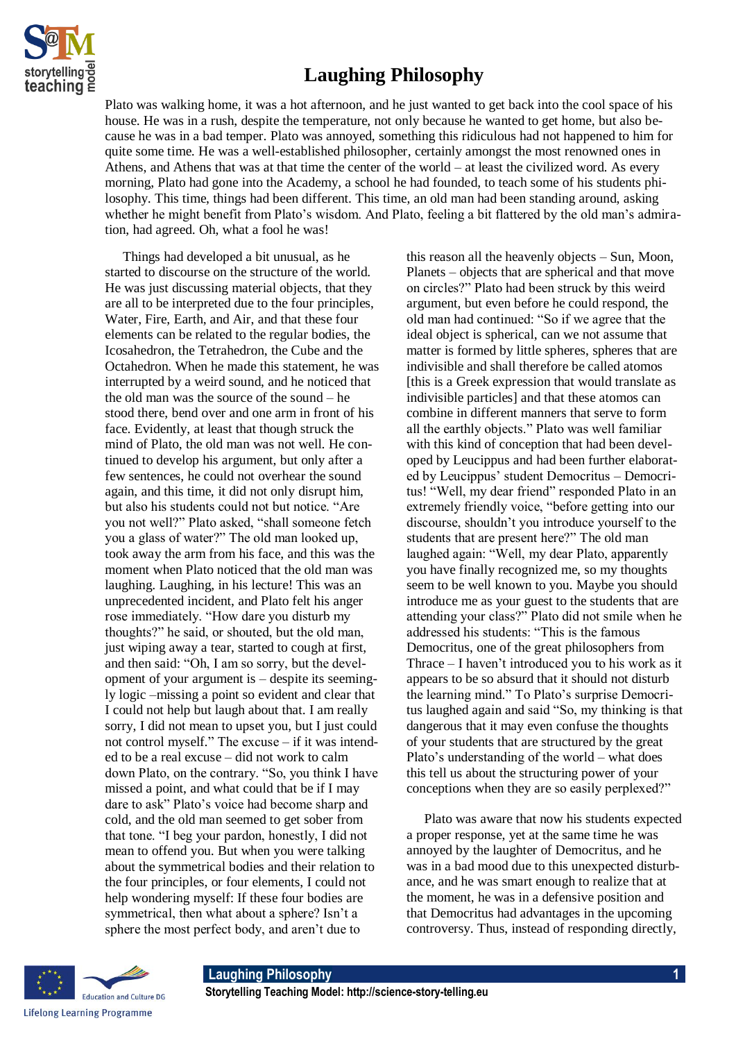# Laughing Philosophy

Plato was walking home, it was a hot afternoon, and he just wanted to get back into the cool space of his house. He was in a rush, despite the temperature, not only because he wanted to get home, but also because he was in a bad temper. Plato was annoyed, something this ridiculous had not happened to him for quite some time. He was a well-established philosopher, certainly amongst the most renowned ones in Athens, and Athens that was at that time the center of the world – at least the civilized word. As every morning, Plato had gone into the Academy, a school he had founded, to teach some of his students philosophy. This time, things had been different. This time, an old man had been standing around, asking whether he might benefit from Plato's wisdom. And Plato, feeling a bit flattered by the old man's admiration, had agreed. Oh, what a fool he was!

Things had developed a bit unusual, as he started to discourse on the structure of the world. He was just discussing material objects, that they are all to be interpreted due to the four principles, Water, Fire, Earth, and Air, and that these four elements can be related to the regular bodies, the Icosahedron, the Tetrahedron, the Cube and the Octahedron. When he made this statement, he was interrupted by a weird sound, and he noticed that the old man was the source of the sound – he stood there, bend over and one arm in front of his face. Evidently, at least that though struck the mind of Plato, the old man was not well. He continued to develop his argument, but only after a few sentences, he could not overhear the sound again, and this time, it did not only disrupt him, but also his students could not but notice. "Are you not well?" Plato asked, "shall someone fetch you a glass of water?" The old man looked up, took away the arm from his face, and this was the moment when Plato noticed that the old man was laughing. Laughing, in his lecture! This was an unprecedented incident, and Plato felt his anger rose immediately. "How dare you disturb my thoughts?" he said, or shouted, but the old man, just wiping away a tear, started to cough at first, and then said: "Oh, I am so sorry, but the development of your argument is – despite its seemingly logic –missing a point so evident and clear that I could not help but laugh about that. I am really sorry, I did not mean to upset you, but I just could not control myself." The excuse – if it was intended to be a real excuse – did not work to calm down Plato, on the contrary. "So, you think I have missed a point, and what could that be if I may dare to ask" Plato's voice had become sharp and cold, and the old man seemed to get sober from that tone. "I beg your pardon, honestly, I did not mean to offend you. But when you were talking about the symmetrical bodies and their relation to the four principles, or four elements, I could not help wondering myself: If these four bodies are symmetrical, then what about a sphere? Isn't a sphere the most perfect body, and aren't due to this reason all the heavenly objects – Sun, Moon, Planets – objects that are spherical and that move on circles?" Plato had been struck by this weird argument, but even before he could respond, the old man had continued: "So if we agree that the ideal object is spherical, can we not assume that matter is formed by little spheres, spheres that are indivisible and shall therefore be called atomos [this is a Greek expression that would translate as indivisible particles] and that these atomos can combine in different manners that serve to form all the earthly objects." Plato was well familiar with this kind of conception that had been developed by Leucippus and had been further elaborated by Leucippus' student Democritus – Democritus! "Well, my dear friend" responded Plato in an extremely friendly voice, "before getting into our discourse, shouldn't you introduce yourself to the students that are present here?" The old man laughed again: "Well, my dear Plato, apparently you have finally recognized me, so my thoughts seem to be well known to you. Maybe you should introduce me as your guest to the students that are attending your class?" Plato did not smile when he addressed his students: "This is the famous Democritus, one of the great philosophers from Thrace – I haven't introduced you to his work as it appears to be so absurd that it should not disturb the learning mind." To Plato's surprise Democritus laughed again and said "So, my thinking is that dangerous that it may even confuse the thoughts of your students that are structured by the great Plato's understanding of the world – what does this tell us about the structuring power of your conceptions when they are so easily perplexed?"

Plato was aware that now his students expected a proper response, yet at the same time he was annoyed by the laughter of Democritus, and he was in a bad mood due to this unexpected disturbance, and he was smart enough to realize that at the moment, he was in a defensive position and that Democritus had advantages in the upcoming controversy. Thus, instead of responding directly,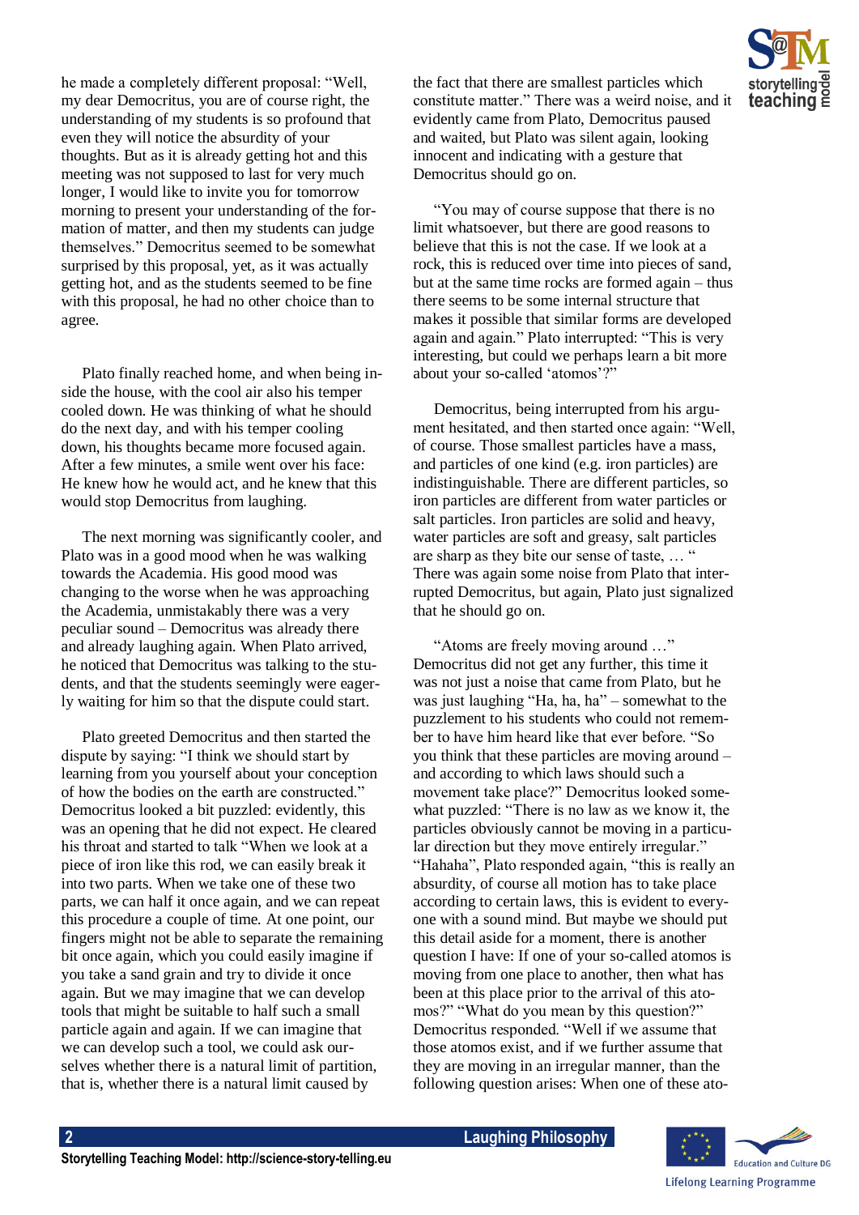he made a completely different proposal: "Well, my dear Democritus, you are of course right, the understanding of my students is so profound that even they will notice the absurdity of your thoughts. But as it is already getting hot and this meeting was not supposed to last for very much longer, I would like to invite you for tomorrow morning to present your understanding of the formation of matter, and then my students can judge themselves." Democritus seemed to be somewhat surprised by this proposal, yet, as it was actually getting hot, and as the students seemed to be fine with this proposal, he had no other choice than to agree.

Plato finally reached home, and when being inside the house, with the cool air also his temper cooled down. He was thinking of what he should do the next day, and with his temper cooling down, his thoughts became more focused again. After a few minutes, a smile went over his face: He knew how he would act, and he knew that this would stop Democritus from laughing.

The next morning was significantly cooler, and Plato was in a good mood when he was walking towards the Academia. His good mood was changing to the worse when he was approaching the Academia, unmistakably there was a very peculiar sound – Democritus was already there and already laughing again. When Plato arrived, he noticed that Democritus was talking to the students, and that the students seemingly were eagerly waiting for him so that the dispute could start.

Plato greeted Democritus and then started the dispute by saying: "I think we should start by learning from you yourself about your conception of how the bodies on the earth are constructed." Democritus looked a bit puzzled: evidently, this was an opening that he did not expect. He cleared his throat and started to talk "When we look at a piece of iron like this rod, we can easily break it into two parts. When we take one of these two parts, we can half it once again, and we can repeat this procedure a couple of time. At one point, our fingers might not be able to separate the remaining bit once again, which you could easily imagine if you take a sand grain and try to divide it once again. But we may imagine that we can develop tools that might be suitable to half such a small particle again and again. If we can imagine that we can develop such a tool, we could ask ourselves whether there is a natural limit of partition, that is, whether there is a natural limit caused by the fact that there are smallest particles which constitute matter." There was a weird noise, and it evidently came from Plato, Democritus paused and waited, but Plato was silent again, looking innocent and indicating with a gesture that Democritus should go on.

"You may of course suppose that there is no limit whatsoever, but there are good reasons to believe that this is not the case. If we look at a rock, this is reduced over time into pieces of sand, but at the same time rocks are formed again – thus there seems to be some internal structure that makes it possible that similar forms are developed again and again." Plato interrupted: "This is very interesting, but could we perhaps learn a bit more about your so-called 'atomos'?"

Democritus, being interrupted from his argument hesitated, and then started once again: "Well, of course. Those smallest particles have a mass, and particles of one kind (e.g. iron particles) are indistinguishable. There are different particles, so iron particles are different from water particles or salt particles. Iron particles are solid and heavy, water particles are soft and greasy, salt particles are sharp as they bite our sense of taste, … " There was again some noise from Plato that interrupted Democritus, but again, Plato just signalized that he should go on.

"Atoms are freely moving around …" Democritus did not get any further, this time it was not just a noise that came from Plato, but he was just laughing "Ha, ha, ha" – somewhat to the puzzlement to his students who could not remember to have him heard like that ever before. "So you think that these particles are moving around – and according to which laws should such a movement take place?" Democritus looked somewhat puzzled: "There is no law as we know it, the particles obviously cannot be moving in a particular direction but they move entirely irregular." "Hahaha", Plato responded again, "this is really an absurdity, of course all motion has to take place according to certain laws, this is evident to everyone with a sound mind. But maybe we should put this detail aside for a moment, there is another question I have: If one of your so-called atomos is moving from one place to another, then what has been at this place prior to the arrival of this atomos?" "What do you mean by this question?" Democritus responded. "Well if we assume that those atomos exist, and if we further assume that they are moving in an irregular manner, than the following question arises: When one of these ato-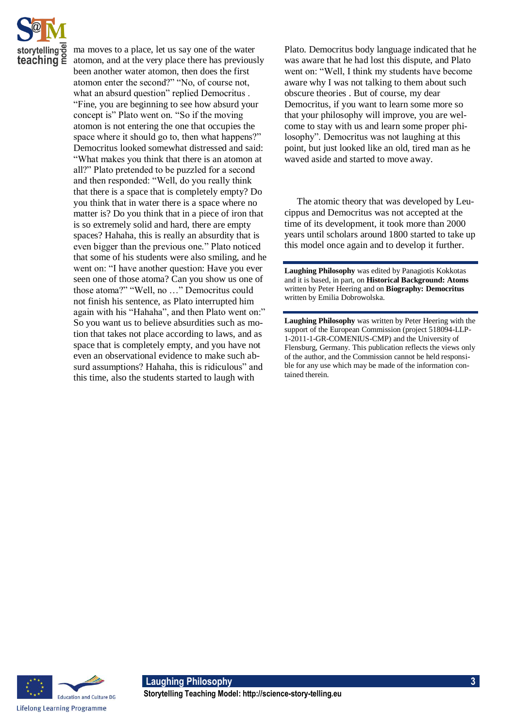ma moves to a place, let us say one of the water atomon, and at the very place there has previously been another water atomon, then does the first atomon enter the second?" "No, of course not, what an absurd question" replied Democritus . "Fine, you are beginning to see how absurd your concept is" Plato went on. "So if the moving atomon is not entering the one that occupies the space where it should go to, then what happens?" Democritus looked somewhat distressed and said: "What makes you think that there is an atomon at all?" Plato pretended to be puzzled for a second and then responded: "Well, do you really think that there is a space that is completely empty? Do you think that in water there is a space where no matter is? Do you think that in a piece of iron that is so extremely solid and hard, there are empty spaces? Hahaha, this is really an absurdity that is even bigger than the previous one." Plato noticed that some of his students were also smiling, and he went on: "I have another question: Have you ever seen one of those atoma? Can you show us one of those atoma?" "Well, no …" Democritus could not finish his sentence, as Plato interrupted him again with his "Hahaha", and then Plato went on:" So you want us to believe absurdities such as motion that takes not place according to laws, and as space that is completely empty, and you have not even an observational evidence to make such absurd assumptions? Hahaha, this is ridiculous" and this time, also the students started to laugh with Plato. Democritus body language indicated that he was aware that he had lost this dispute, and Plato went on: "Well, I think my students have become aware why I was not talking to them about such obscure theories . But of course, my dear Democritus, if you want to learn some more so that your philosophy will improve, you are welcome to stay with us and learn some proper philosophy". Democritus was not laughing at this point, but just looked like an old, tired man as he waved aside and started to move away.

The atomic theory that was developed by Leucippus and Democritus was not accepted at the time of its development, it took more than 2000 years until scholars around 1800 started to take up this model once again and to develop it further.

---

**Laughing Philosophy** was edited by Panagiotis Kokkotas and it is based, in part, on **Historical Background: Atoms** written by Peter Heering and on **Biography: Democritus** written by Emilia Dobrowolska.

---

**Laughing Philosophy** was written by Peter Heering with the support of the European Commission (project 518094-LLP-1-2011-1-GR-COMENIUS-CMP) and the University of Flensburg, Germany. This publication reflects the views only of the author, and the Commission cannot be held responsible for any use which may be made of the information contained therein.